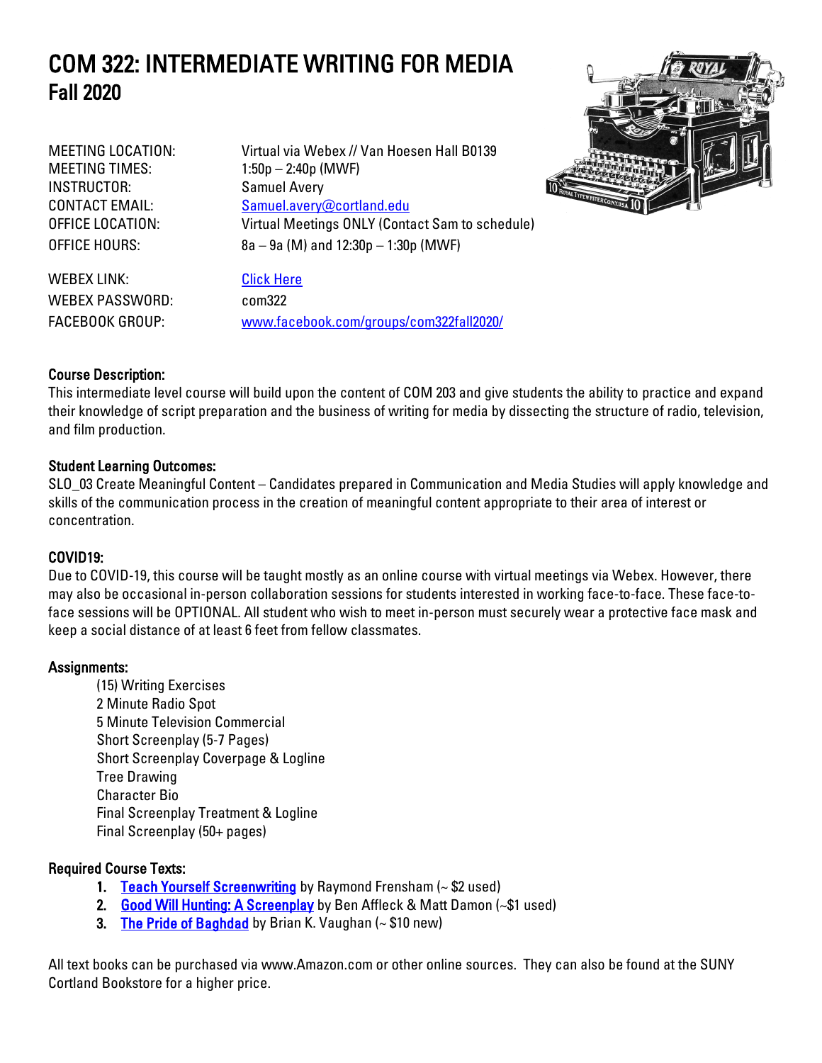# COM 322: INTERMEDIATE WRITING FOR MEDIA
## Fall 2020

MEETING LOCATION: Virtual via Webex // Van Hoesen Hall B0139
MEETING TIMES: 1:50p – 2:40p (MWF)
INSTRUCTOR: Samuel Avery
CONTACT EMAIL: Samuel.avery@cortland.edu
OFFICE LOCATION: Virtual Meetings ONLY (Contact Sam to schedule)
OFFICE HOURS: 8a – 9a (M) and 12:30p – 1:30p (MWF)

WEBEX LINK: Click Here
WEBEX PASSWORD: com322
FACEBOOK GROUP: www.facebook.com/groups/com322fall2020/

**Course Description:**
This intermediate level course will build upon the content of COM 203 and give students the ability to practice and expand their knowledge of script preparation and the business of writing for media by dissecting the structure of radio, television, and film production.

**Student Learning Outcomes:**
SLO_03 Create Meaningful Content – Candidates prepared in Communication and Media Studies will apply knowledge and skills of the communication process in the creation of meaningful content appropriate to their area of interest or concentration.

**COVID19:**
Due to COVID-19, this course will be taught mostly as an online course with virtual meetings via Webex. However, there may also be occasional in-person collaboration sessions for students interested in working face-to-face. These face-to-face sessions will be OPTIONAL. All student who wish to meet in-person must securely wear a protective face mask and keep a social distance of at least 6 feet from fellow classmates.

**Assignments:**

- (15) Writing Exercises
- 2 Minute Radio Spot
- 5 Minute Television Commercial
- Short Screenplay (5-7 Pages)
- Short Screenplay Coverpage & Logline
- Tree Drawing
- Character Bio
- Final Screenplay Treatment & Logline
- Final Screenplay (50+ pages)

**Required Course Texts:**

1. Teach Yourself Screenwriting by Raymond Frensham (~ $2 used)
2. Good Will Hunting: A Screenplay by Ben Affleck & Matt Damon (~$1 used)
3. The Pride of Baghdad by Brian K. Vaughan (~ $10 new)

All text books can be purchased via www.Amazon.com or other online sources. They can also be found at the SUNY Cortland Bookstore for a higher price.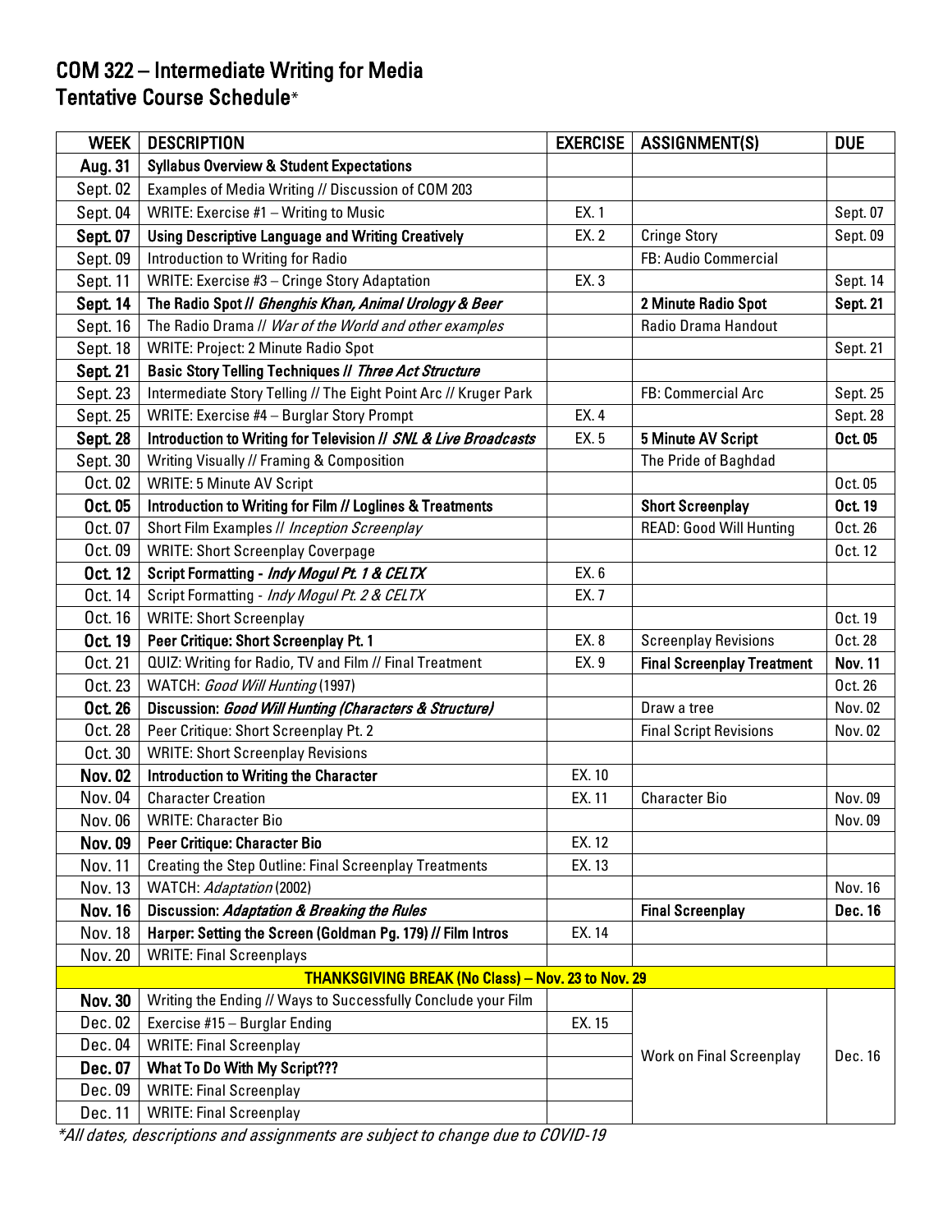# COM 322 – Intermediate Writing for Media
## Tentative Course Schedule*

| WEEK | DESCRIPTION | EXERCISE | ASSIGNMENT(S) | DUE |
|---|---|---|---|---|
| **Aug. 31** | **Syllabus Overview & Student Expectations** | | | |
| Sept. 02 | Examples of Media Writing // Discussion of COM 203 | | | |
| Sept. 04 | WRITE: Exercise #1 – Writing to Music | EX. 1 | | Sept. 07 |
| **Sept. 07** | **Using Descriptive Language and Writing Creatively** | EX. 2 | Cringe Story | Sept. 09 |
| Sept. 09 | Introduction to Writing for Radio | | FB: Audio Commercial | |
| Sept. 11 | WRITE: Exercise #3 – Cringe Story Adaptation | EX. 3 | | Sept. 14 |
| **Sept. 14** | **The Radio Spot // *Ghenghis Khan, Animal Urology & Beer*** | | **2 Minute Radio Spot** | **Sept. 21** |
| Sept. 16 | The Radio Drama // *War of the World and other examples* | | Radio Drama Handout | |
| Sept. 18 | WRITE: Project: 2 Minute Radio Spot | | | Sept. 21 |
| **Sept. 21** | **Basic Story Telling Techniques // *Three Act Structure*** | | | |
| Sept. 23 | Intermediate Story Telling // The Eight Point Arc // Kruger Park | | FB: Commercial Arc | Sept. 25 |
| Sept. 25 | WRITE: Exercise #4 – Burglar Story Prompt | EX. 4 | | Sept. 28 |
| **Sept. 28** | **Introduction to Writing for Television // *SNL & Live Broadcasts*** | EX. 5 | **5 Minute AV Script** | **Oct. 05** |
| Sept. 30 | Writing Visually // Framing & Composition | | The Pride of Baghdad | |
| Oct. 02 | WRITE: 5 Minute AV Script | | | Oct. 05 |
| **Oct. 05** | **Introduction to Writing for Film // Loglines & Treatments** | | **Short Screenplay** | **Oct. 19** |
| Oct. 07 | Short Film Examples // *Inception Screenplay* | | READ: Good Will Hunting | Oct. 26 |
| Oct. 09 | WRITE: Short Screenplay Coverpage | | | Oct. 12 |
| **Oct. 12** | **Script Formatting - *Indy Mogul Pt. 1 & CELTX*** | EX. 6 | | |
| Oct. 14 | Script Formatting - *Indy Mogul Pt. 2 & CELTX* | EX. 7 | | |
| Oct. 16 | WRITE: Short Screenplay | | | Oct. 19 |
| **Oct. 19** | **Peer Critique: Short Screenplay Pt. 1** | EX. 8 | Screenplay Revisions | Oct. 28 |
| Oct. 21 | QUIZ: Writing for Radio, TV and Film // Final Treatment | EX. 9 | **Final Screenplay Treatment** | **Nov. 11** |
| Oct. 23 | WATCH: *Good Will Hunting* (1997) | | | Oct. 26 |
| **Oct. 26** | **Discussion: *Good Will Hunting (Characters & Structure)*** | | Draw a tree | Nov. 02 |
| Oct. 28 | Peer Critique: Short Screenplay Pt. 2 | | Final Script Revisions | Nov. 02 |
| Oct. 30 | WRITE: Short Screenplay Revisions | | | |
| **Nov. 02** | **Introduction to Writing the Character** | EX. 10 | | |
| Nov. 04 | Character Creation | EX. 11 | Character Bio | Nov. 09 |
| Nov. 06 | WRITE: Character Bio | | | Nov. 09 |
| **Nov. 09** | **Peer Critique: Character Bio** | EX. 12 | | |
| Nov. 11 | Creating the Step Outline: Final Screenplay Treatments | EX. 13 | | |
| Nov. 13 | WATCH: *Adaptation* (2002) | | | Nov. 16 |
| **Nov. 16** | **Discussion: *Adaptation & Breaking the Rules*** | | **Final Screenplay** | **Dec. 16** |
| Nov. 18 | **Harper: Setting the Screen (Goldman Pg. 179) // Film Intros** | EX. 14 | | |
| Nov. 20 | WRITE: Final Screenplays | | | |
| **THANKSGIVING BREAK (No Class) – Nov. 23 to Nov. 29** | | | | |
| **Nov. 30** | Writing the Ending // Ways to Successfully Conclude your Film | | Work on Final Screenplay | Dec. 16 |
| Dec. 02 | Exercise #15 – Burglar Ending | EX. 15 | | |
| Dec. 04 | WRITE: Final Screenplay | | | |
| **Dec. 07** | **What To Do With My Script???** | | | |
| Dec. 09 | WRITE: Final Screenplay | | | |
| Dec. 11 | WRITE: Final Screenplay | | | |

*\*All dates, descriptions and assignments are subject to change due to COVID-19*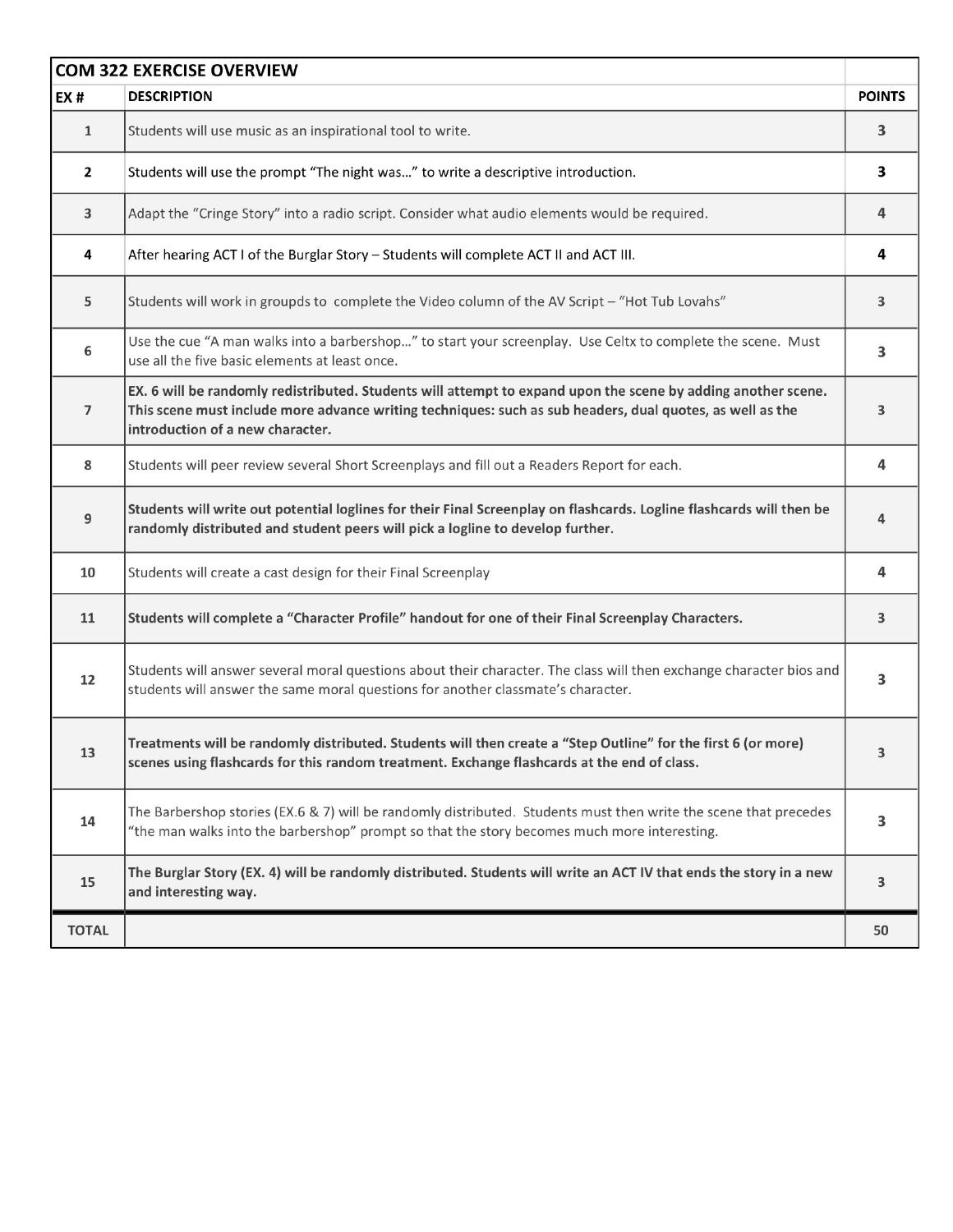| COM 322 EXERCISE OVERVIEW | | |
|---|---|---|
| **EX #** | **DESCRIPTION** | **POINTS** |
| 1 | Students will use music as an inspirational tool to write. | 3 |
| 2 | Students will use the prompt "The night was…" to write a descriptive introduction. | 3 |
| 3 | Adapt the "Cringe Story" into a radio script. Consider what audio elements would be required. | 4 |
| 4 | After hearing ACT I of the Burglar Story – Students will complete ACT II and ACT III. | 4 |
| 5 | Students will work in groupds to complete the Video column of the AV Script – "Hot Tub Lovahs" | 3 |
| 6 | Use the cue "A man walks into a barbershop…" to start your screenplay. Use Celtx to complete the scene. Must use all the five basic elements at least once. | 3 |
| 7 | **EX. 6 will be randomly redistributed. Students will attempt to expand upon the scene by adding another scene. This scene must include more advance writing techniques: such as sub headers, dual quotes, as well as the introduction of a new character.** | 3 |
| 8 | Students will peer review several Short Screenplays and fill out a Readers Report for each. | 4 |
| 9 | **Students will write out potential loglines for their Final Screenplay on flashcards. Logline flashcards will then be randomly distributed and student peers will pick a logline to develop further.** | 4 |
| 10 | Students will create a cast design for their Final Screenplay | 4 |
| 11 | **Students will complete a "Character Profile" handout for one of their Final Screenplay Characters.** | 3 |
| 12 | Students will answer several moral questions about their character. The class will then exchange character bios and students will answer the same moral questions for another classmate's character. | 3 |
| 13 | **Treatments will be randomly distributed. Students will then create a "Step Outline" for the first 6 (or more) scenes using flashcards for this random treatment. Exchange flashcards at the end of class.** | 3 |
| 14 | The Barbershop stories (EX.6 & 7) will be randomly distributed. Students must then write the scene that precedes "the man walks into the barbershop" prompt so that the story becomes much more interesting. | 3 |
| 15 | **The Burglar Story (EX. 4) will be randomly distributed. Students will write an ACT IV that ends the story in a new and interesting way.** | 3 |
| **TOTAL** | | 50 |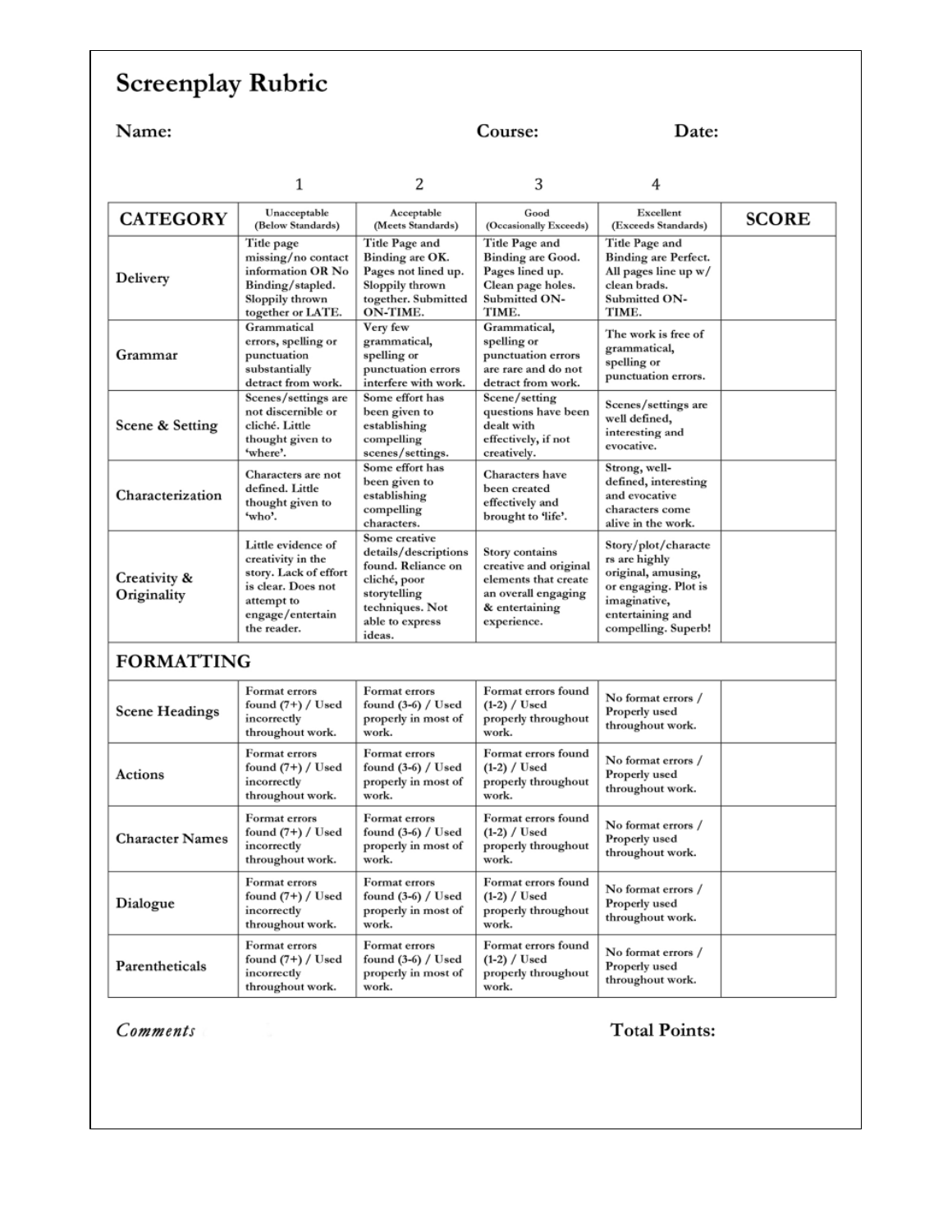# Screenplay Rubric

**Name:** **Course:** **Date:**

| CATEGORY | 1<br>Unacceptable<br>(Below Standards) | 2<br>Acceptable<br>(Meets Standards) | 3<br>Good<br>(Occasionally Exceeds) | 4<br>Excellent<br>(Exceeds Standards) | SCORE |
|---|---|---|---|---|---|
| Delivery | Title page missing/no contact information OR No Binding/stapled. Sloppily thrown together or LATE. | Title Page and Binding are OK. Pages not lined up. Sloppily thrown together. Submitted ON-TIME. | Title Page and Binding are Good. Pages lined up. Clean page holes. Submitted ON-TIME. | Title Page and Binding are Perfect. All pages line up w/ clean brads. Submitted ON-TIME. | |
| Grammar | Grammatical errors, spelling or punctuation substantially detract from work. | Very few grammatical, spelling or punctuation errors interfere with work. | Grammatical, spelling or punctuation errors are rare and do not detract from work. | The work is free of grammatical, spelling or punctuation errors. | |
| Scene & Setting | Scenes/settings are not discernible or cliché. Little thought given to 'where'. | Some effort has been given to establishing compelling scenes/settings. | Scene/setting questions have been dealt with effectively, if not creatively. | Scenes/settings are well defined, interesting and evocative. | |
| Characterization | Characters are not defined. Little thought given to 'who'. | Some effort has been given to establishing compelling characters. | Characters have been created effectively and brought to 'life'. | Strong, well-defined, interesting and evocative characters come alive in the work. | |
| Creativity & Originality | Little evidence of creativity in the story. Lack of effort is clear. Does not attempt to engage/entertain the reader. | Some creative details/descriptions found. Reliance on cliché, poor storytelling techniques. Not able to express ideas. | Story contains creative and original elements that create an overall engaging & entertaining experience. | Story/plot/characters are highly original, amusing, or engaging. Plot is imaginative, entertaining and compelling. Superb! | |
| **FORMATTING** | | | | | |
| Scene Headings | Format errors found (7+) / Used incorrectly throughout work. | Format errors found (3-6) / Used properly in most of work. | Format errors found (1-2) / Used properly throughout work. | No format errors / Properly used throughout work. | |
| Actions | Format errors found (7+) / Used incorrectly throughout work. | Format errors found (3-6) / Used properly in most of work. | Format errors found (1-2) / Used properly throughout work. | No format errors / Properly used throughout work. | |
| Character Names | Format errors found (7+) / Used incorrectly throughout work. | Format errors found (3-6) / Used properly in most of work. | Format errors found (1-2) / Used properly throughout work. | No format errors / Properly used throughout work. | |
| Dialogue | Format errors found (7+) / Used incorrectly throughout work. | Format errors found (3-6) / Used properly in most of work. | Format errors found (1-2) / Used properly throughout work. | No format errors / Properly used throughout work. | |
| Parentheticals | Format errors found (7+) / Used incorrectly throughout work. | Format errors found (3-6) / Used properly in most of work. | Format errors found (1-2) / Used properly throughout work. | No format errors / Properly used throughout work. | |

*Comments* **Total Points:**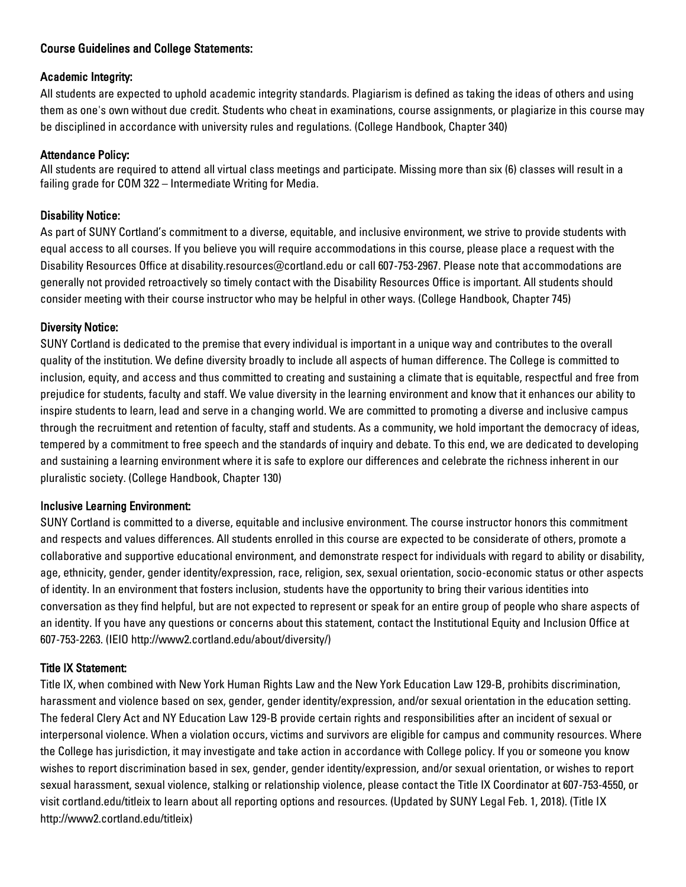## Course Guidelines and College Statements:

### Academic Integrity:

All students are expected to uphold academic integrity standards. Plagiarism is defined as taking the ideas of others and using them as one's own without due credit. Students who cheat in examinations, course assignments, or plagiarize in this course may be disciplined in accordance with university rules and regulations. (College Handbook, Chapter 340)

### Attendance Policy:

All students are required to attend all virtual class meetings and participate. Missing more than six (6) classes will result in a failing grade for COM 322 – Intermediate Writing for Media.

### Disability Notice:

As part of SUNY Cortland's commitment to a diverse, equitable, and inclusive environment, we strive to provide students with equal access to all courses. If you believe you will require accommodations in this course, please place a request with the Disability Resources Office at disability.resources@cortland.edu or call 607-753-2967. Please note that accommodations are generally not provided retroactively so timely contact with the Disability Resources Office is important. All students should consider meeting with their course instructor who may be helpful in other ways. (College Handbook, Chapter 745)

### Diversity Notice:

SUNY Cortland is dedicated to the premise that every individual is important in a unique way and contributes to the overall quality of the institution. We define diversity broadly to include all aspects of human difference. The College is committed to inclusion, equity, and access and thus committed to creating and sustaining a climate that is equitable, respectful and free from prejudice for students, faculty and staff. We value diversity in the learning environment and know that it enhances our ability to inspire students to learn, lead and serve in a changing world. We are committed to promoting a diverse and inclusive campus through the recruitment and retention of faculty, staff and students. As a community, we hold important the democracy of ideas, tempered by a commitment to free speech and the standards of inquiry and debate. To this end, we are dedicated to developing and sustaining a learning environment where it is safe to explore our differences and celebrate the richness inherent in our pluralistic society. (College Handbook, Chapter 130)

### Inclusive Learning Environment:

SUNY Cortland is committed to a diverse, equitable and inclusive environment. The course instructor honors this commitment and respects and values differences. All students enrolled in this course are expected to be considerate of others, promote a collaborative and supportive educational environment, and demonstrate respect for individuals with regard to ability or disability, age, ethnicity, gender, gender identity/expression, race, religion, sex, sexual orientation, socio-economic status or other aspects of identity. In an environment that fosters inclusion, students have the opportunity to bring their various identities into conversation as they find helpful, but are not expected to represent or speak for an entire group of people who share aspects of an identity. If you have any questions or concerns about this statement, contact the Institutional Equity and Inclusion Office at 607-753-2263. (IEIO http://www2.cortland.edu/about/diversity/)

### Title IX Statement:

Title IX, when combined with New York Human Rights Law and the New York Education Law 129-B, prohibits discrimination, harassment and violence based on sex, gender, gender identity/expression, and/or sexual orientation in the education setting. The federal Clery Act and NY Education Law 129-B provide certain rights and responsibilities after an incident of sexual or interpersonal violence. When a violation occurs, victims and survivors are eligible for campus and community resources. Where the College has jurisdiction, it may investigate and take action in accordance with College policy. If you or someone you know wishes to report discrimination based in sex, gender, gender identity/expression, and/or sexual orientation, or wishes to report sexual harassment, sexual violence, stalking or relationship violence, please contact the Title IX Coordinator at 607-753-4550, or visit cortland.edu/titleix to learn about all reporting options and resources. (Updated by SUNY Legal Feb. 1, 2018). (Title IX http://www2.cortland.edu/titleix)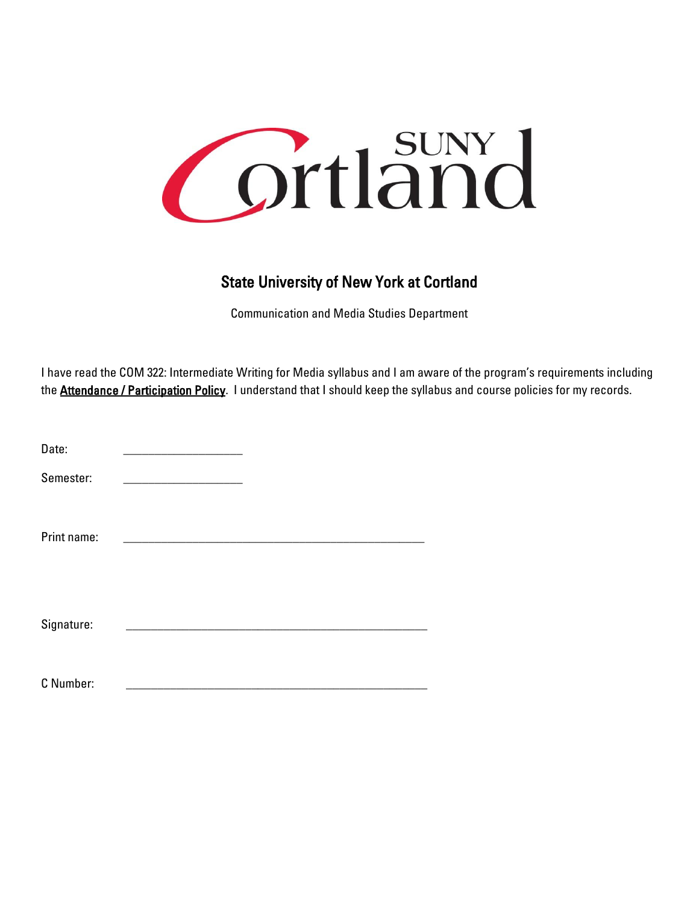SUNY Cortland

## State University of New York at Cortland

Communication and Media Studies Department

I have read the COM 322: Intermediate Writing for Media syllabus and I am aware of the program's requirements including the **Attendance / Participation Policy**. I understand that I should keep the syllabus and course policies for my records.

Date: ____________________

Semester: ____________________

Print name: __________________________________________________

Signature: __________________________________________________

C Number: __________________________________________________